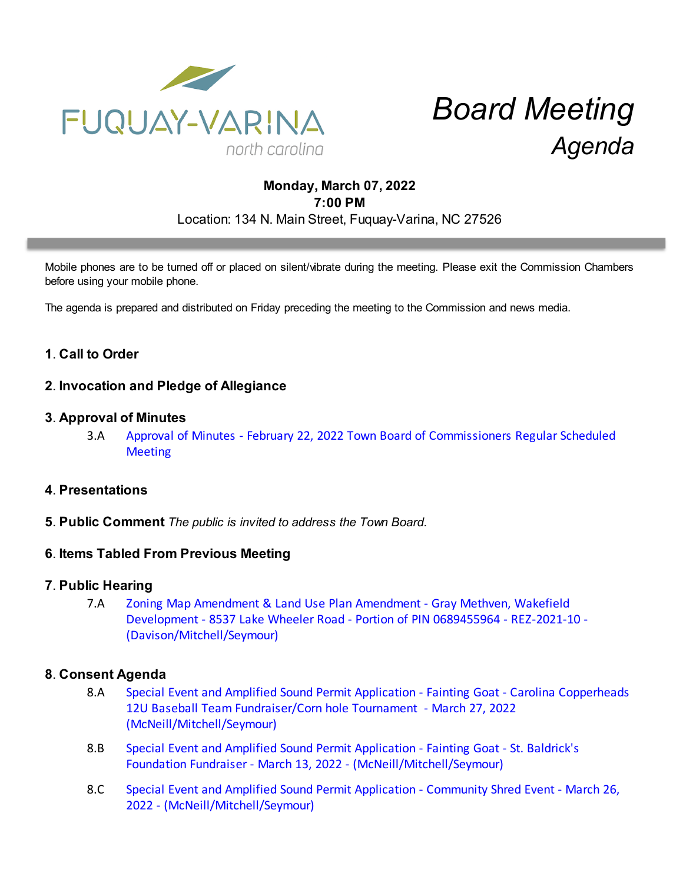FUQUAY-VARINA
north carolina

# *Board Meeting Agenda*

**Monday, March 07, 2022**
**7:00 PM**
Location: 134 N. Main Street, Fuquay-Varina, NC 27526

Mobile phones are to be turned off or placed on silent/vibrate during the meeting. Please exit the Commission Chambers before using your mobile phone.

The agenda is prepared and distributed on Friday preceding the meeting to the Commission and news media.

## 1. Call to Order

## 2. Invocation and Pledge of Allegiance

## 3. Approval of Minutes

3.A Approval of Minutes - February 22, 2022 Town Board of Commissioners Regular Scheduled Meeting

## 4. Presentations

## 5. Public Comment *The public is invited to address the Town Board.*

## 6. Items Tabled From Previous Meeting

## 7. Public Hearing

7.A Zoning Map Amendment & Land Use Plan Amendment - Gray Methven, Wakefield Development - 8537 Lake Wheeler Road - Portion of PIN 0689455964 - REZ-2021-10 - (Davison/Mitchell/Seymour)

## 8. Consent Agenda

8.A Special Event and Amplified Sound Permit Application - Fainting Goat - Carolina Copperheads 12U Baseball Team Fundraiser/Corn hole Tournament - March 27, 2022 (McNeill/Mitchell/Seymour)

8.B Special Event and Amplified Sound Permit Application - Fainting Goat - St. Baldrick's Foundation Fundraiser - March 13, 2022 - (McNeill/Mitchell/Seymour)

8.C Special Event and Amplified Sound Permit Application - Community Shred Event - March 26, 2022 - (McNeill/Mitchell/Seymour)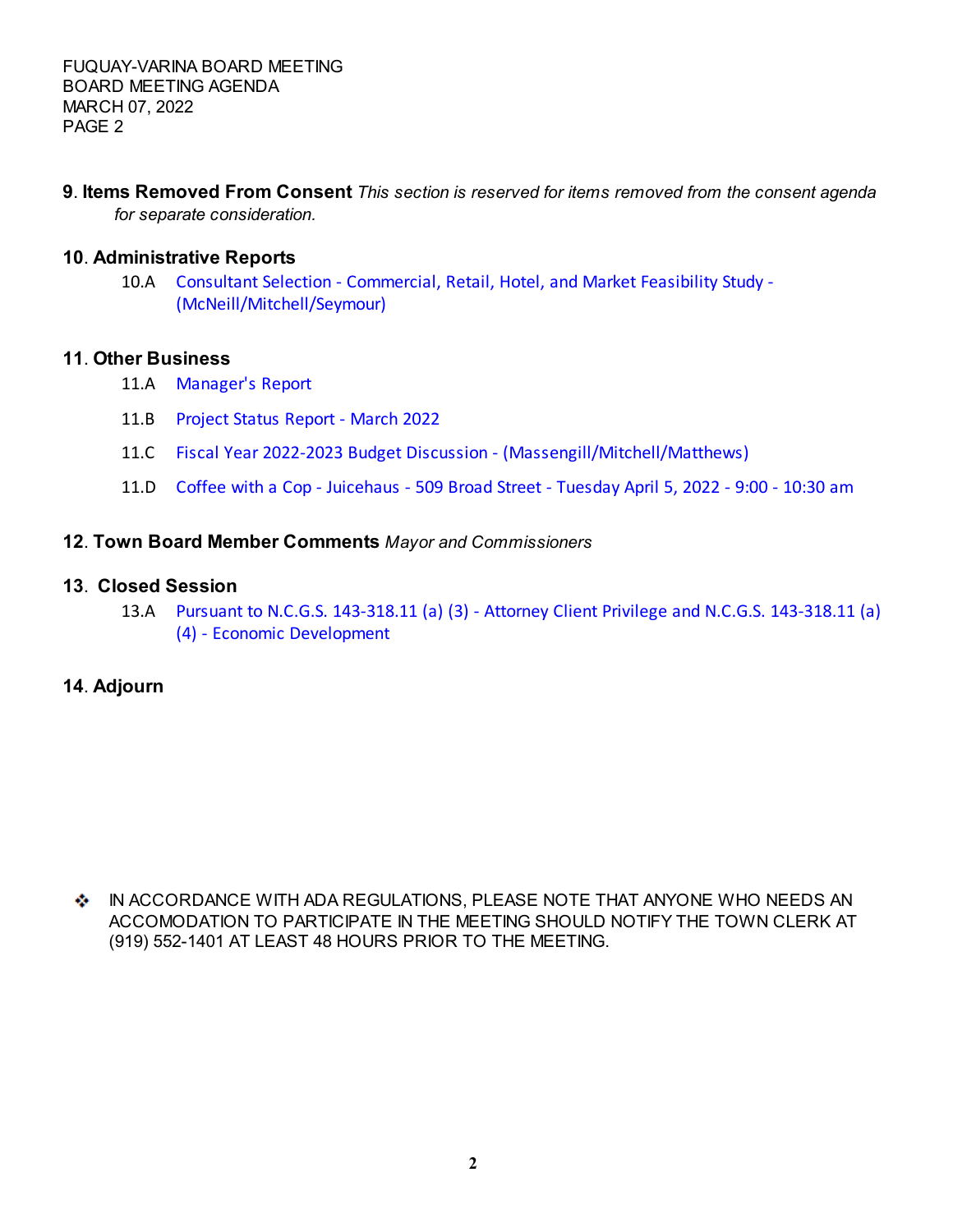**9. Items Removed From Consent** *This section is reserved for items removed from the consent agenda for separate consideration.*

**10. Administrative Reports**

10.A Consultant Selection - Commercial, Retail, Hotel, and Market Feasibility Study - (McNeill/Mitchell/Seymour)

**11. Other Business**

11.A Manager's Report

11.B Project Status Report - March 2022

11.C Fiscal Year 2022-2023 Budget Discussion - (Massengill/Mitchell/Matthews)

11.D Coffee with a Cop - Juicehaus - 509 Broad Street - Tuesday April 5, 2022 - 9:00 - 10:30 am

**12. Town Board Member Comments** *Mayor and Commissioners*

**13. Closed Session**

13.A Pursuant to N.C.G.S. 143-318.11 (a) (3) - Attorney Client Privilege and N.C.G.S. 143-318.11 (a) (4) - Economic Development

**14. Adjourn**

- IN ACCORDANCE WITH ADA REGULATIONS, PLEASE NOTE THAT ANYONE WHO NEEDS AN ACCOMODATION TO PARTICIPATE IN THE MEETING SHOULD NOTIFY THE TOWN CLERK AT (919) 552-1401 AT LEAST 48 HOURS PRIOR TO THE MEETING.